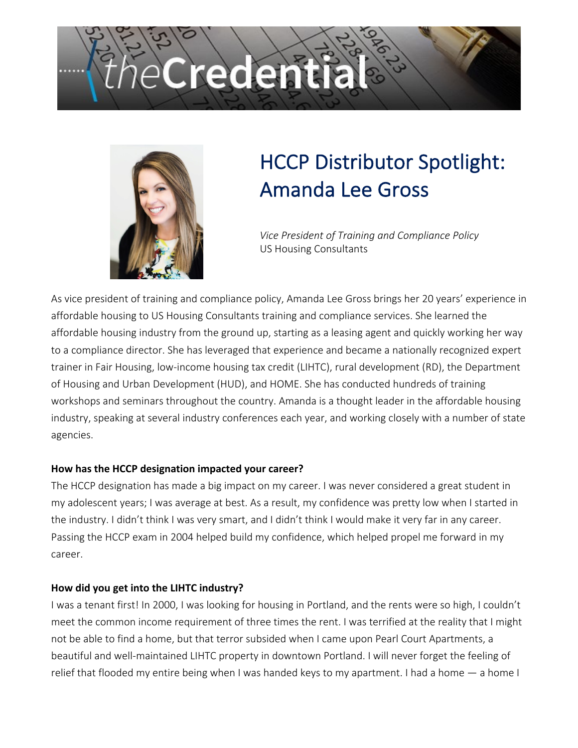# theCredential

## HCCP Distributor Spotlight: Amanda Lee Gross

*Vice President of Training and Compliance Policy*
US Housing Consultants

As vice president of training and compliance policy, Amanda Lee Gross brings her 20 years' experience in affordable housing to US Housing Consultants training and compliance services. She learned the affordable housing industry from the ground up, starting as a leasing agent and quickly working her way to a compliance director. She has leveraged that experience and became a nationally recognized expert trainer in Fair Housing, low-income housing tax credit (LIHTC), rural development (RD), the Department of Housing and Urban Development (HUD), and HOME. She has conducted hundreds of training workshops and seminars throughout the country. Amanda is a thought leader in the affordable housing industry, speaking at several industry conferences each year, and working closely with a number of state agencies.

**How has the HCCP designation impacted your career?**

The HCCP designation has made a big impact on my career. I was never considered a great student in my adolescent years; I was average at best. As a result, my confidence was pretty low when I started in the industry. I didn't think I was very smart, and I didn't think I would make it very far in any career. Passing the HCCP exam in 2004 helped build my confidence, which helped propel me forward in my career.

**How did you get into the LIHTC industry?**

I was a tenant first! In 2000, I was looking for housing in Portland, and the rents were so high, I couldn't meet the common income requirement of three times the rent. I was terrified at the reality that I might not be able to find a home, but that terror subsided when I came upon Pearl Court Apartments, a beautiful and well-maintained LIHTC property in downtown Portland. I will never forget the feeling of relief that flooded my entire being when I was handed keys to my apartment. I had a home — a home I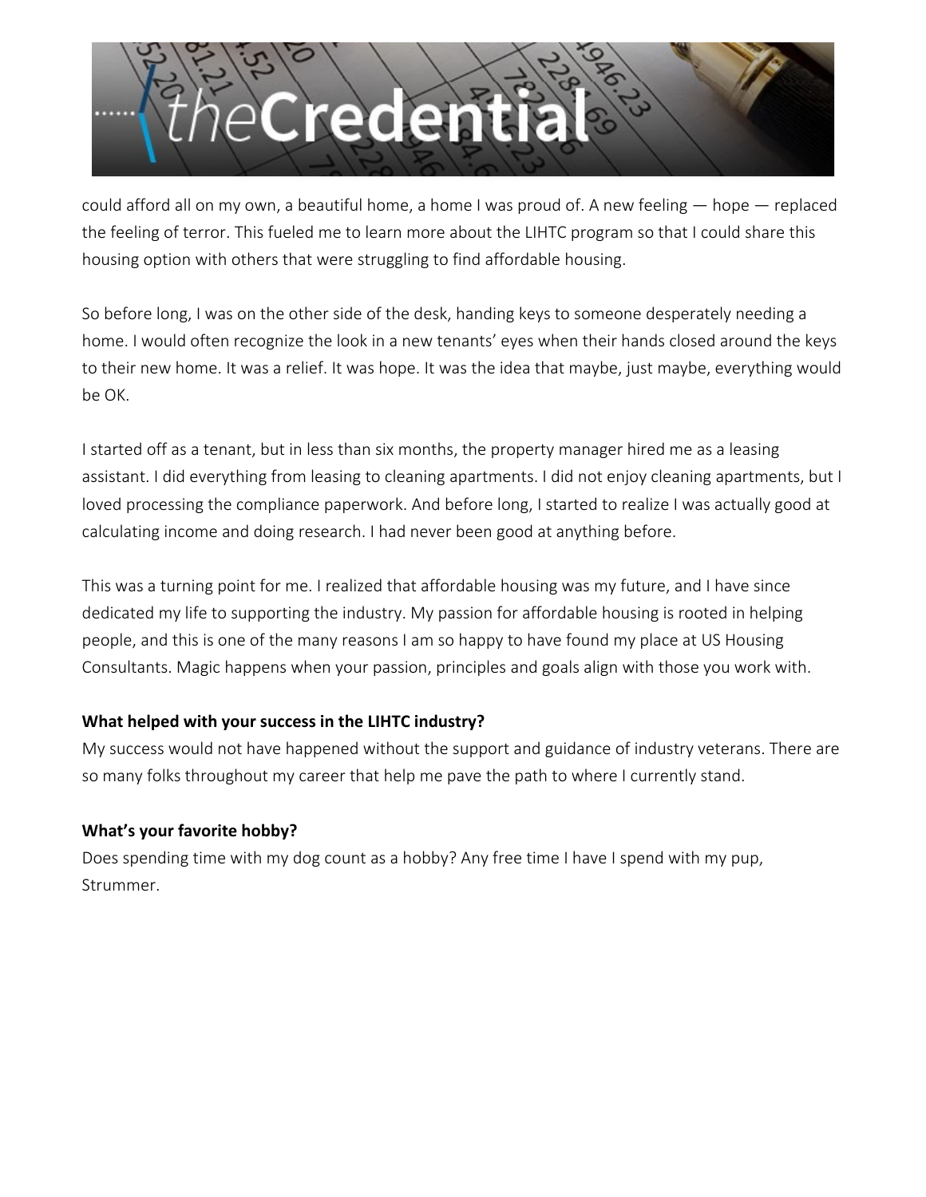could afford all on my own, a beautiful home, a home I was proud of. A new feeling — hope — replaced the feeling of terror. This fueled me to learn more about the LIHTC program so that I could share this housing option with others that were struggling to find affordable housing.

So before long, I was on the other side of the desk, handing keys to someone desperately needing a home. I would often recognize the look in a new tenants' eyes when their hands closed around the keys to their new home. It was a relief. It was hope. It was the idea that maybe, just maybe, everything would be OK.

I started off as a tenant, but in less than six months, the property manager hired me as a leasing assistant. I did everything from leasing to cleaning apartments. I did not enjoy cleaning apartments, but I loved processing the compliance paperwork. And before long, I started to realize I was actually good at calculating income and doing research. I had never been good at anything before.

This was a turning point for me. I realized that affordable housing was my future, and I have since dedicated my life to supporting the industry. My passion for affordable housing is rooted in helping people, and this is one of the many reasons I am so happy to have found my place at US Housing Consultants. Magic happens when your passion, principles and goals align with those you work with.

**What helped with your success in the LIHTC industry?**
My success would not have happened without the support and guidance of industry veterans. There are so many folks throughout my career that help me pave the path to where I currently stand.

**What's your favorite hobby?**
Does spending time with my dog count as a hobby? Any free time I have I spend with my pup, Strummer.